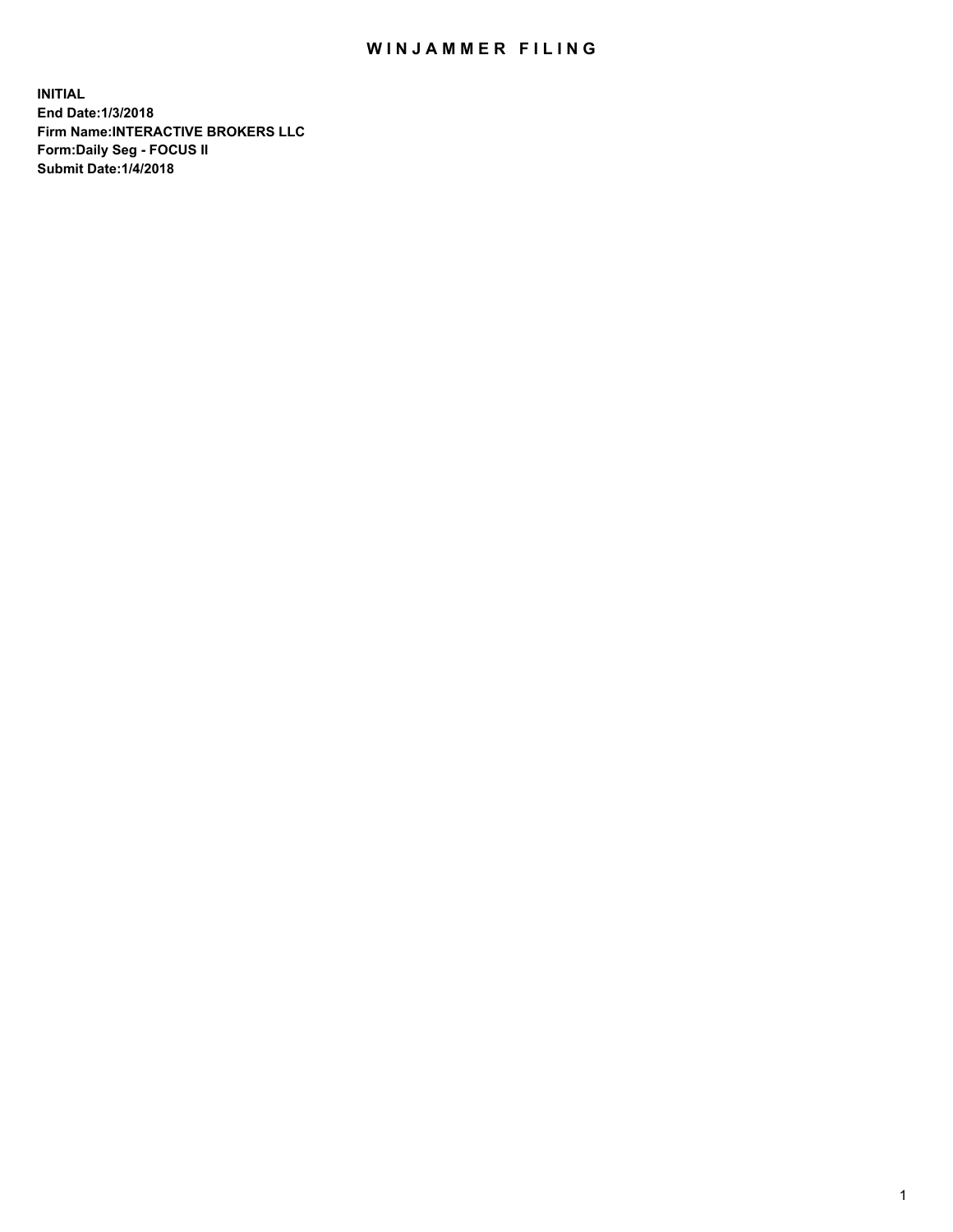# WINJAMMER FILING

**INITIAL**
**End Date:1/3/2018**
**Firm Name:INTERACTIVE BROKERS LLC**
**Form:Daily Seg - FOCUS II**
**Submit Date:1/4/2018**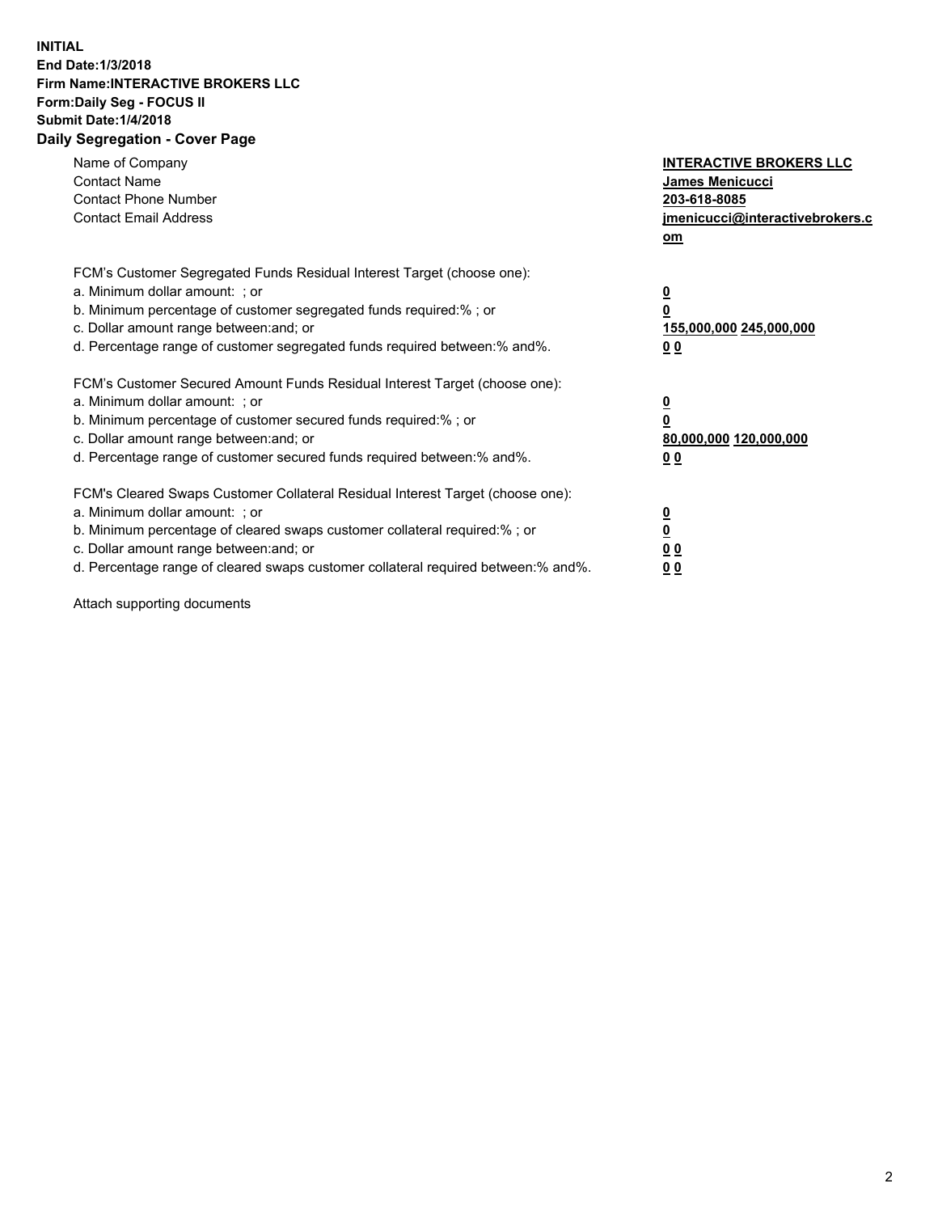**INITIAL**
**End Date:1/3/2018**
**Firm Name:INTERACTIVE BROKERS LLC**
**Form:Daily Seg - FOCUS II**
**Submit Date:1/4/2018**
**Daily Segregation - Cover Page**

| | |
|---|---|
| Name of Company | **INTERACTIVE BROKERS LLC** |
| Contact Name | **James Menicucci** |
| Contact Phone Number | **203-618-8085** |
| Contact Email Address | **jmenicucci@interactivebrokers.com** |

FCM's Customer Segregated Funds Residual Interest Target (choose one):

| | |
|---|---|
| a. Minimum dollar amount: ; or | **0** |
| b. Minimum percentage of customer segregated funds required:% ; or | **0** |
| c. Dollar amount range between:and; or | **155,000,000 245,000,000** |
| d. Percentage range of customer segregated funds required between:% and%. | **0 0** |

FCM's Customer Secured Amount Funds Residual Interest Target (choose one):

| | |
|---|---|
| a. Minimum dollar amount: ; or | **0** |
| b. Minimum percentage of customer secured funds required:% ; or | **0** |
| c. Dollar amount range between:and; or | **80,000,000 120,000,000** |
| d. Percentage range of customer secured funds required between:% and%. | **0 0** |

FCM's Cleared Swaps Customer Collateral Residual Interest Target (choose one):

| | |
|---|---|
| a. Minimum dollar amount: ; or | **0** |
| b. Minimum percentage of cleared swaps customer collateral required:% ; or | **0** |
| c. Dollar amount range between:and; or | **0 0** |
| d. Percentage range of cleared swaps customer collateral required between:% and%. | **0 0** |

Attach supporting documents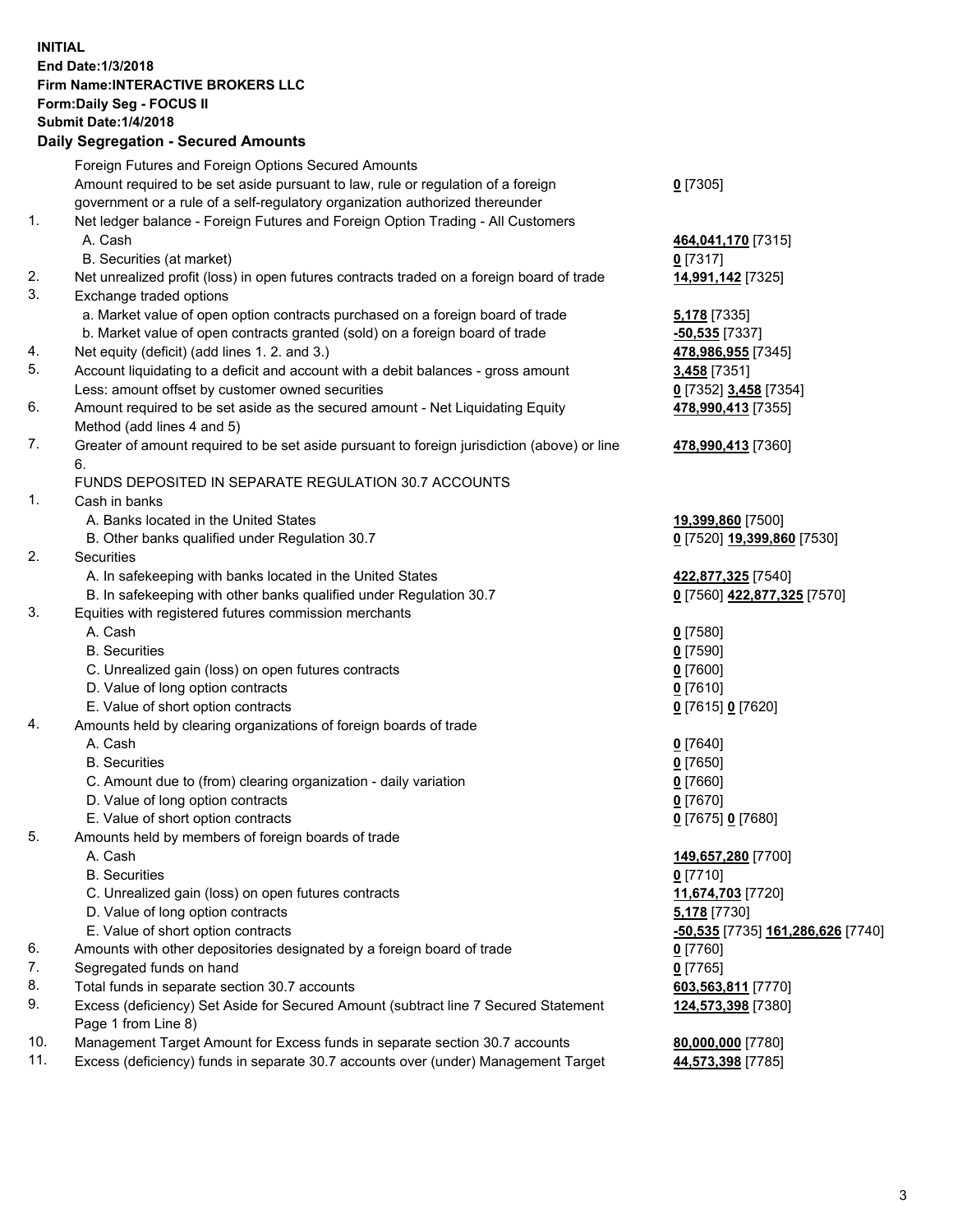**INITIAL**
**End Date:1/3/2018**
**Firm Name:INTERACTIVE BROKERS LLC**
**Form:Daily Seg - FOCUS II**
**Submit Date:1/4/2018**

## Daily Segregation - Secured Amounts

| | | |
|---|---|---|
| | Foreign Futures and Foreign Options Secured Amounts | |
| | Amount required to be set aside pursuant to law, rule or regulation of a foreign government or a rule of a self-regulatory organization authorized thereunder | **0** [7305] |
| 1. | Net ledger balance - Foreign Futures and Foreign Option Trading - All Customers | |
| | A. Cash | **464,041,170** [7315] |
| | B. Securities (at market) | **0** [7317] |
| 2. | Net unrealized profit (loss) in open futures contracts traded on a foreign board of trade | **14,991,142** [7325] |
| 3. | Exchange traded options | |
| | a. Market value of open option contracts purchased on a foreign board of trade | **5,178** [7335] |
| | b. Market value of open contracts granted (sold) on a foreign board of trade | **-50,535** [7337] |
| 4. | Net equity (deficit) (add lines 1. 2. and 3.) | **478,986,955** [7345] |
| 5. | Account liquidating to a deficit and account with a debit balances - gross amount | **3,458** [7351] |
| | Less: amount offset by customer owned securities | **0** [7352] **3,458** [7354] |
| 6. | Amount required to be set aside as the secured amount - Net Liquidating Equity Method (add lines 4 and 5) | **478,990,413** [7355] |
| 7. | Greater of amount required to be set aside pursuant to foreign jurisdiction (above) or line 6. | **478,990,413** [7360] |
| | FUNDS DEPOSITED IN SEPARATE REGULATION 30.7 ACCOUNTS | |
| 1. | Cash in banks | |
| | A. Banks located in the United States | **19,399,860** [7500] |
| | B. Other banks qualified under Regulation 30.7 | **0** [7520] **19,399,860** [7530] |
| 2. | Securities | |
| | A. In safekeeping with banks located in the United States | **422,877,325** [7540] |
| | B. In safekeeping with other banks qualified under Regulation 30.7 | **0** [7560] **422,877,325** [7570] |
| 3. | Equities with registered futures commission merchants | |
| | A. Cash | **0** [7580] |
| | B. Securities | **0** [7590] |
| | C. Unrealized gain (loss) on open futures contracts | **0** [7600] |
| | D. Value of long option contracts | **0** [7610] |
| | E. Value of short option contracts | **0** [7615] **0** [7620] |
| 4. | Amounts held by clearing organizations of foreign boards of trade | |
| | A. Cash | **0** [7640] |
| | B. Securities | **0** [7650] |
| | C. Amount due to (from) clearing organization - daily variation | **0** [7660] |
| | D. Value of long option contracts | **0** [7670] |
| | E. Value of short option contracts | **0** [7675] **0** [7680] |
| 5. | Amounts held by members of foreign boards of trade | |
| | A. Cash | **149,657,280** [7700] |
| | B. Securities | **0** [7710] |
| | C. Unrealized gain (loss) on open futures contracts | **11,674,703** [7720] |
| | D. Value of long option contracts | **5,178** [7730] |
| | E. Value of short option contracts | **-50,535** [7735] **161,286,626** [7740] |
| 6. | Amounts with other depositories designated by a foreign board of trade | **0** [7760] |
| 7. | Segregated funds on hand | **0** [7765] |
| 8. | Total funds in separate section 30.7 accounts | **603,563,811** [7770] |
| 9. | Excess (deficiency) Set Aside for Secured Amount (subtract line 7 Secured Statement Page 1 from Line 8) | **124,573,398** [7380] |
| 10. | Management Target Amount for Excess funds in separate section 30.7 accounts | **80,000,000** [7780] |
| 11. | Excess (deficiency) funds in separate 30.7 accounts over (under) Management Target | **44,573,398** [7785] |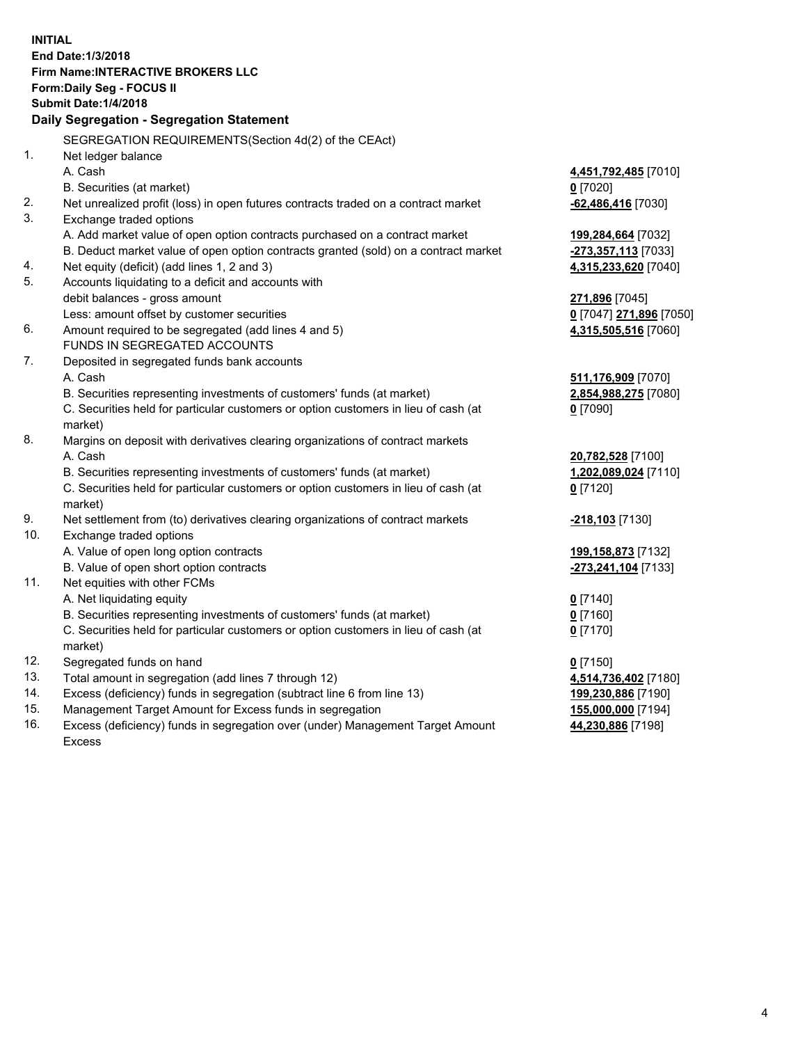**INITIAL**
**End Date:1/3/2018**
**Firm Name:INTERACTIVE BROKERS LLC**
**Form:Daily Seg - FOCUS II**
**Submit Date:1/4/2018**
**Daily Segregation - Segregation Statement**

| | | |
|---|---|---|
| | SEGREGATION REQUIREMENTS(Section 4d(2) of the CEAct) | |
| 1. | Net ledger balance | |
| | A. Cash | **4,451,792,485** [7010] |
| | B. Securities (at market) | **0** [7020] |
| 2. | Net unrealized profit (loss) in open futures contracts traded on a contract market | **-62,486,416** [7030] |
| 3. | Exchange traded options | |
| | A. Add market value of open option contracts purchased on a contract market | **199,284,664** [7032] |
| | B. Deduct market value of open option contracts granted (sold) on a contract market | **-273,357,113** [7033] |
| 4. | Net equity (deficit) (add lines 1, 2 and 3) | **4,315,233,620** [7040] |
| 5. | Accounts liquidating to a deficit and accounts with | |
| | debit balances - gross amount | **271,896** [7045] |
| | Less: amount offset by customer securities | **0** [7047] **271,896** [7050] |
| 6. | Amount required to be segregated (add lines 4 and 5) | **4,315,505,516** [7060] |
| | FUNDS IN SEGREGATED ACCOUNTS | |
| 7. | Deposited in segregated funds bank accounts | |
| | A. Cash | **511,176,909** [7070] |
| | B. Securities representing investments of customers' funds (at market) | **2,854,988,275** [7080] |
| | C. Securities held for particular customers or option customers in lieu of cash (at market) | **0** [7090] |
| 8. | Margins on deposit with derivatives clearing organizations of contract markets | |
| | A. Cash | **20,782,528** [7100] |
| | B. Securities representing investments of customers' funds (at market) | **1,202,089,024** [7110] |
| | C. Securities held for particular customers or option customers in lieu of cash (at market) | **0** [7120] |
| 9. | Net settlement from (to) derivatives clearing organizations of contract markets | **-218,103** [7130] |
| 10. | Exchange traded options | |
| | A. Value of open long option contracts | **199,158,873** [7132] |
| | B. Value of open short option contracts | **-273,241,104** [7133] |
| 11. | Net equities with other FCMs | |
| | A. Net liquidating equity | **0** [7140] |
| | B. Securities representing investments of customers' funds (at market) | **0** [7160] |
| | C. Securities held for particular customers or option customers in lieu of cash (at market) | **0** [7170] |
| 12. | Segregated funds on hand | **0** [7150] |
| 13. | Total amount in segregation (add lines 7 through 12) | **4,514,736,402** [7180] |
| 14. | Excess (deficiency) funds in segregation (subtract line 6 from line 13) | **199,230,886** [7190] |
| 15. | Management Target Amount for Excess funds in segregation | **155,000,000** [7194] |
| 16. | Excess (deficiency) funds in segregation over (under) Management Target Amount Excess | **44,230,886** [7198] |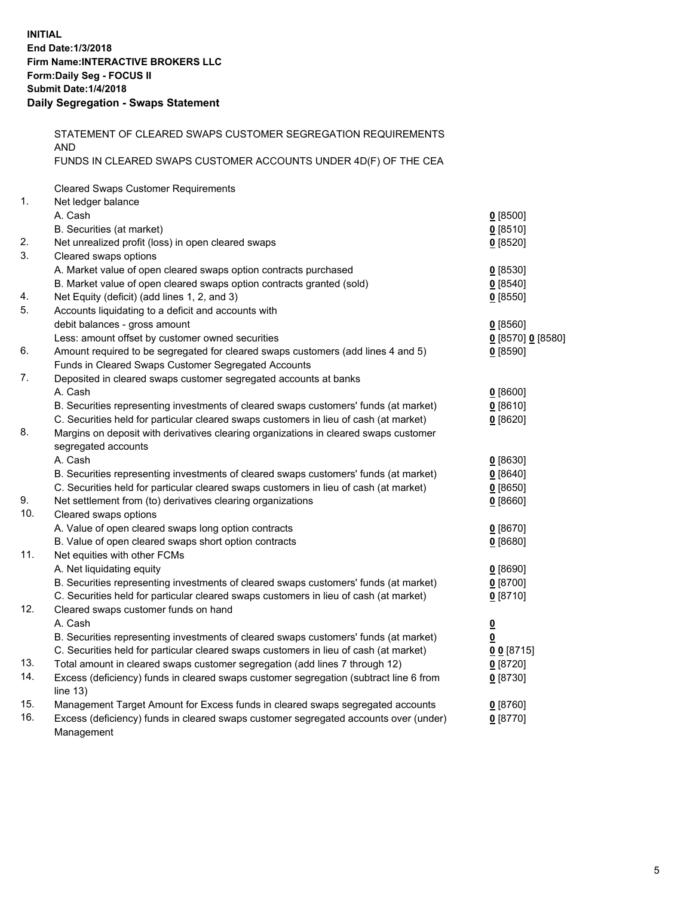**INITIAL**
**End Date:1/3/2018**
**Firm Name:INTERACTIVE BROKERS LLC**
**Form:Daily Seg - FOCUS II**
**Submit Date:1/4/2018**
**Daily Segregation - Swaps Statement**

STATEMENT OF CLEARED SWAPS CUSTOMER SEGREGATION REQUIREMENTS AND FUNDS IN CLEARED SWAPS CUSTOMER ACCOUNTS UNDER 4D(F) OF THE CEA

| | | |
|---|---|---|
| | Cleared Swaps Customer Requirements | |
| 1. | Net ledger balance | |
| | A. Cash | 0 [8500] |
| | B. Securities (at market) | 0 [8510] |
| 2. | Net unrealized profit (loss) in open cleared swaps | 0 [8520] |
| 3. | Cleared swaps options | |
| | A. Market value of open cleared swaps option contracts purchased | 0 [8530] |
| | B. Market value of open cleared swaps option contracts granted (sold) | 0 [8540] |
| 4. | Net Equity (deficit) (add lines 1, 2, and 3) | 0 [8550] |
| 5. | Accounts liquidating to a deficit and accounts with debit balances - gross amount | 0 [8560] |
| | Less: amount offset by customer owned securities | 0 [8570] 0 [8580] |
| 6. | Amount required to be segregated for cleared swaps customers (add lines 4 and 5) | 0 [8590] |
| | Funds in Cleared Swaps Customer Segregated Accounts | |
| 7. | Deposited in cleared swaps customer segregated accounts at banks | |
| | A. Cash | 0 [8600] |
| | B. Securities representing investments of cleared swaps customers' funds (at market) | 0 [8610] |
| | C. Securities held for particular cleared swaps customers in lieu of cash (at market) | 0 [8620] |
| 8. | Margins on deposit with derivatives clearing organizations in cleared swaps customer segregated accounts | |
| | A. Cash | 0 [8630] |
| | B. Securities representing investments of cleared swaps customers' funds (at market) | 0 [8640] |
| | C. Securities held for particular cleared swaps customers in lieu of cash (at market) | 0 [8650] |
| 9. | Net settlement from (to) derivatives clearing organizations | 0 [8660] |
| 10. | Cleared swaps options | |
| | A. Value of open cleared swaps long option contracts | 0 [8670] |
| | B. Value of open cleared swaps short option contracts | 0 [8680] |
| 11. | Net equities with other FCMs | |
| | A. Net liquidating equity | 0 [8690] |
| | B. Securities representing investments of cleared swaps customers' funds (at market) | 0 [8700] |
| | C. Securities held for particular cleared swaps customers in lieu of cash (at market) | 0 [8710] |
| 12. | Cleared swaps customer funds on hand | |
| | A. Cash | 0 |
| | B. Securities representing investments of cleared swaps customers' funds (at market) | 0 |
| | C. Securities held for particular cleared swaps customers in lieu of cash (at market) | 0 0 [8715] |
| 13. | Total amount in cleared swaps customer segregation (add lines 7 through 12) | 0 [8720] |
| 14. | Excess (deficiency) funds in cleared swaps customer segregation (subtract line 6 from line 13) | 0 [8730] |
| 15. | Management Target Amount for Excess funds in cleared swaps segregated accounts | 0 [8760] |
| 16. | Excess (deficiency) funds in cleared swaps customer segregated accounts over (under) Management | 0 [8770] |